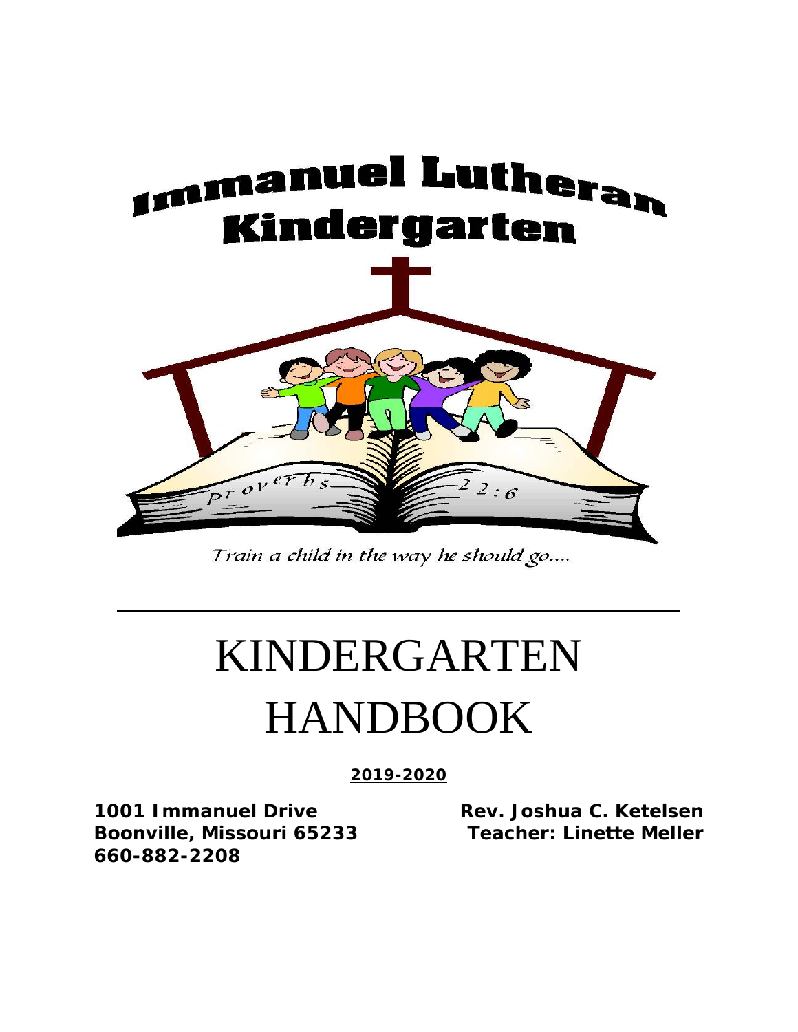# Immanuel Lutheran Kindergarten

proverbs 22:6

*Train a child in the way he should go....*

---

# KINDERGARTEN HANDBOOK

**2019-2020**

**1001 Immanuel Drive**
**Boonville, Missouri 65233**
**660-882-2208**

**Rev. Joshua C. Ketelsen**
**Teacher: Linette Meller**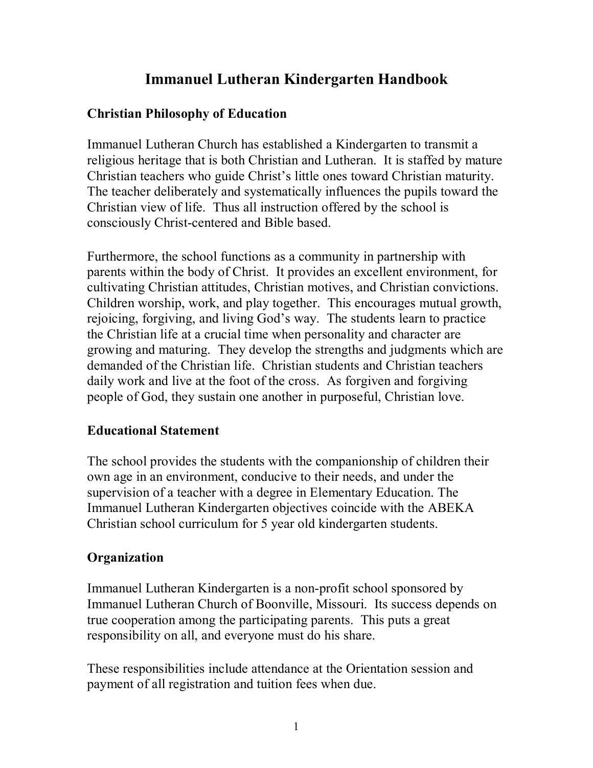# Immanuel Lutheran Kindergarten Handbook

## Christian Philosophy of Education

Immanuel Lutheran Church has established a Kindergarten to transmit a religious heritage that is both Christian and Lutheran. It is staffed by mature Christian teachers who guide Christ's little ones toward Christian maturity. The teacher deliberately and systematically influences the pupils toward the Christian view of life. Thus all instruction offered by the school is consciously Christ-centered and Bible based.

Furthermore, the school functions as a community in partnership with parents within the body of Christ. It provides an excellent environment, for cultivating Christian attitudes, Christian motives, and Christian convictions. Children worship, work, and play together. This encourages mutual growth, rejoicing, forgiving, and living God's way. The students learn to practice the Christian life at a crucial time when personality and character are growing and maturing. They develop the strengths and judgments which are demanded of the Christian life. Christian students and Christian teachers daily work and live at the foot of the cross. As forgiven and forgiving people of God, they sustain one another in purposeful, Christian love.

## Educational Statement

The school provides the students with the companionship of children their own age in an environment, conducive to their needs, and under the supervision of a teacher with a degree in Elementary Education. The Immanuel Lutheran Kindergarten objectives coincide with the ABEKA Christian school curriculum for 5 year old kindergarten students.

## Organization

Immanuel Lutheran Kindergarten is a non-profit school sponsored by Immanuel Lutheran Church of Boonville, Missouri. Its success depends on true cooperation among the participating parents. This puts a great responsibility on all, and everyone must do his share.

These responsibilities include attendance at the Orientation session and payment of all registration and tuition fees when due.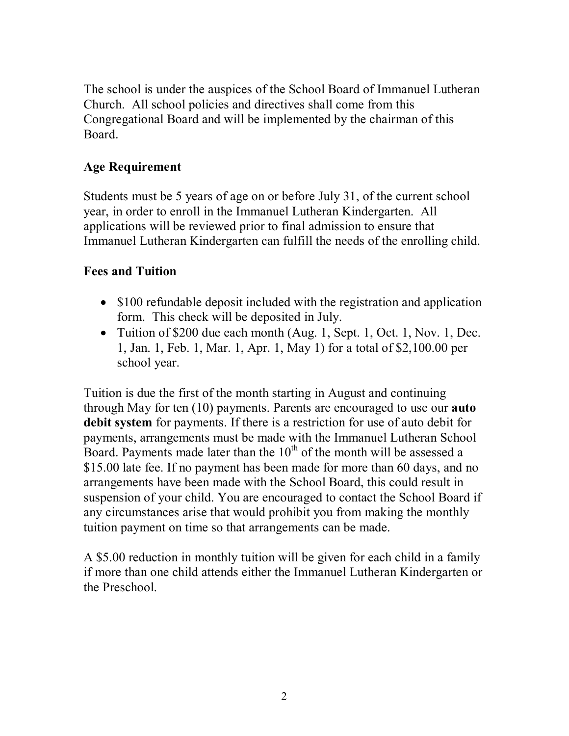The school is under the auspices of the School Board of Immanuel Lutheran Church. All school policies and directives shall come from this Congregational Board and will be implemented by the chairman of this Board.

## Age Requirement

Students must be 5 years of age on or before July 31, of the current school year, in order to enroll in the Immanuel Lutheran Kindergarten. All applications will be reviewed prior to final admission to ensure that Immanuel Lutheran Kindergarten can fulfill the needs of the enrolling child.

## Fees and Tuition

- $100 refundable deposit included with the registration and application form. This check will be deposited in July.
- Tuition of $200 due each month (Aug. 1, Sept. 1, Oct. 1, Nov. 1, Dec. 1, Jan. 1, Feb. 1, Mar. 1, Apr. 1, May 1) for a total of $2,100.00 per school year.

Tuition is due the first of the month starting in August and continuing through May for ten (10) payments. Parents are encouraged to use our **auto debit system** for payments. If there is a restriction for use of auto debit for payments, arrangements must be made with the Immanuel Lutheran School Board. Payments made later than the 10th of the month will be assessed a $15.00 late fee. If no payment has been made for more than 60 days, and no arrangements have been made with the School Board, this could result in suspension of your child. You are encouraged to contact the School Board if any circumstances arise that would prohibit you from making the monthly tuition payment on time so that arrangements can be made.

A $5.00 reduction in monthly tuition will be given for each child in a family if more than one child attends either the Immanuel Lutheran Kindergarten or the Preschool.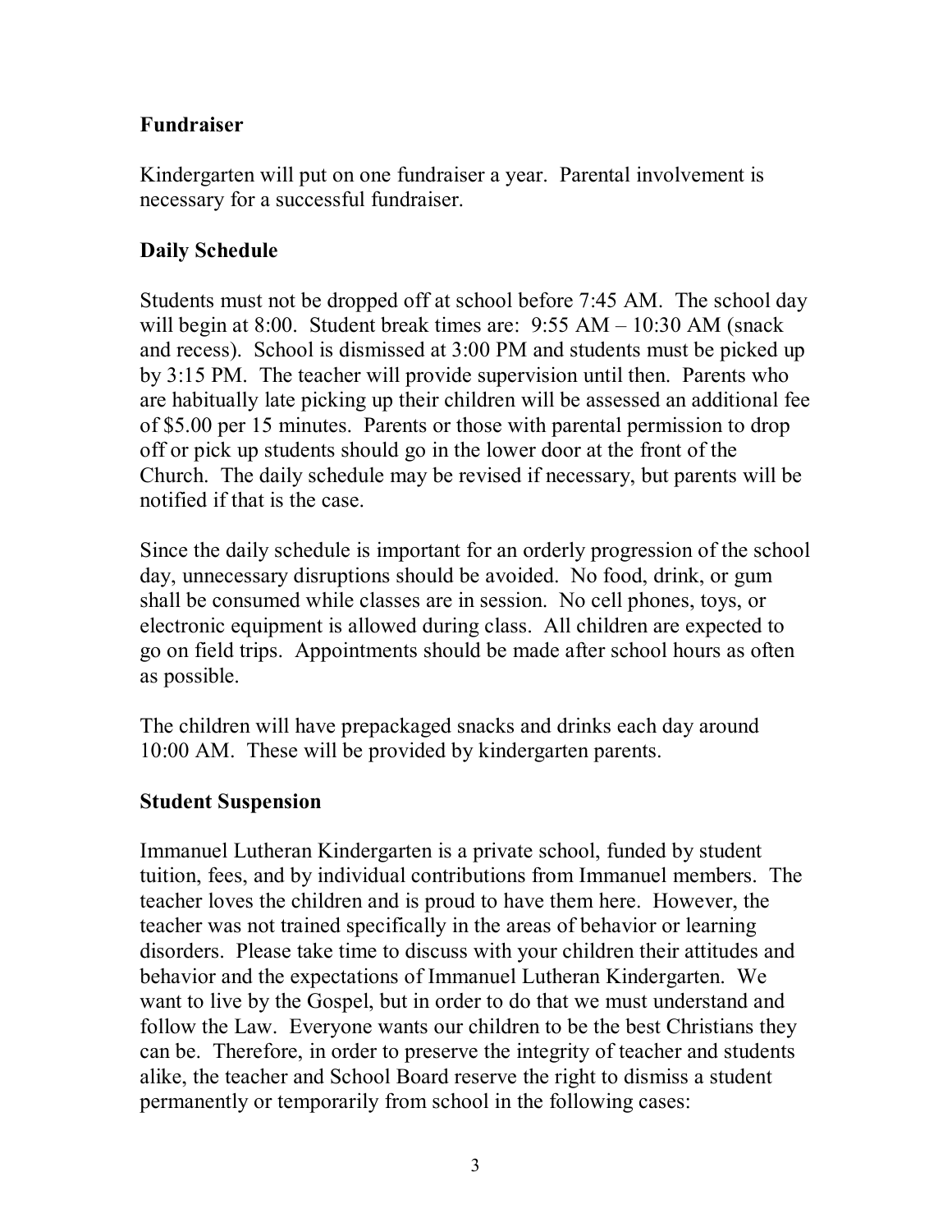## Fundraiser

Kindergarten will put on one fundraiser a year. Parental involvement is necessary for a successful fundraiser.

## Daily Schedule

Students must not be dropped off at school before 7:45 AM. The school day will begin at 8:00. Student break times are: 9:55 AM – 10:30 AM (snack and recess). School is dismissed at 3:00 PM and students must be picked up by 3:15 PM. The teacher will provide supervision until then. Parents who are habitually late picking up their children will be assessed an additional fee of $5.00 per 15 minutes. Parents or those with parental permission to drop off or pick up students should go in the lower door at the front of the Church. The daily schedule may be revised if necessary, but parents will be notified if that is the case.

Since the daily schedule is important for an orderly progression of the school day, unnecessary disruptions should be avoided. No food, drink, or gum shall be consumed while classes are in session. No cell phones, toys, or electronic equipment is allowed during class. All children are expected to go on field trips. Appointments should be made after school hours as often as possible.

The children will have prepackaged snacks and drinks each day around 10:00 AM. These will be provided by kindergarten parents.

## Student Suspension

Immanuel Lutheran Kindergarten is a private school, funded by student tuition, fees, and by individual contributions from Immanuel members. The teacher loves the children and is proud to have them here. However, the teacher was not trained specifically in the areas of behavior or learning disorders. Please take time to discuss with your children their attitudes and behavior and the expectations of Immanuel Lutheran Kindergarten. We want to live by the Gospel, but in order to do that we must understand and follow the Law. Everyone wants our children to be the best Christians they can be. Therefore, in order to preserve the integrity of teacher and students alike, the teacher and School Board reserve the right to dismiss a student permanently or temporarily from school in the following cases: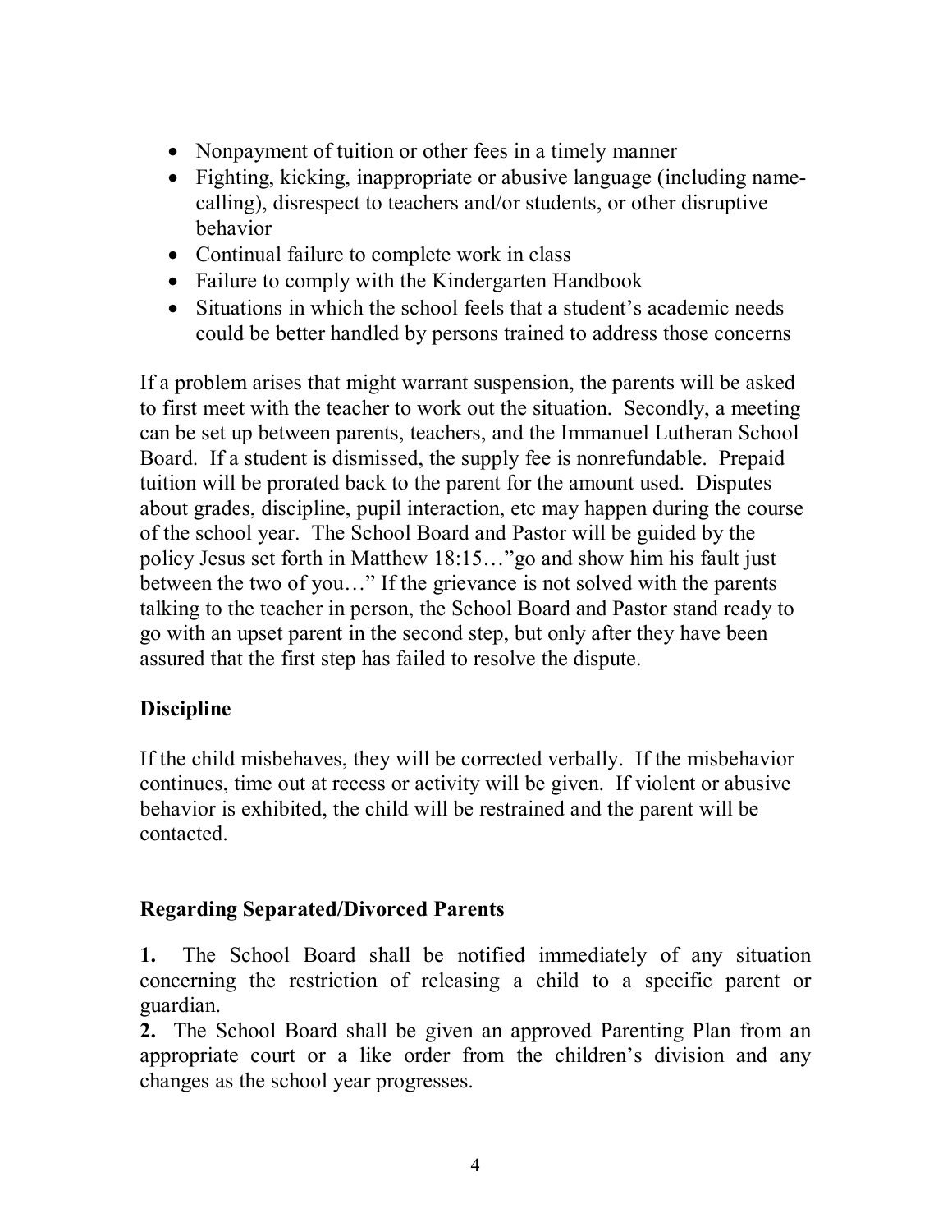- Nonpayment of tuition or other fees in a timely manner
- Fighting, kicking, inappropriate or abusive language (including name-calling), disrespect to teachers and/or students, or other disruptive behavior
- Continual failure to complete work in class
- Failure to comply with the Kindergarten Handbook
- Situations in which the school feels that a student's academic needs could be better handled by persons trained to address those concerns

If a problem arises that might warrant suspension, the parents will be asked to first meet with the teacher to work out the situation. Secondly, a meeting can be set up between parents, teachers, and the Immanuel Lutheran School Board. If a student is dismissed, the supply fee is nonrefundable. Prepaid tuition will be prorated back to the parent for the amount used. Disputes about grades, discipline, pupil interaction, etc may happen during the course of the school year. The School Board and Pastor will be guided by the policy Jesus set forth in Matthew 18:15…"go and show him his fault just between the two of you…" If the grievance is not solved with the parents talking to the teacher in person, the School Board and Pastor stand ready to go with an upset parent in the second step, but only after they have been assured that the first step has failed to resolve the dispute.

## Discipline

If the child misbehaves, they will be corrected verbally. If the misbehavior continues, time out at recess or activity will be given. If violent or abusive behavior is exhibited, the child will be restrained and the parent will be contacted.

## Regarding Separated/Divorced Parents

**1.** The School Board shall be notified immediately of any situation concerning the restriction of releasing a child to a specific parent or guardian.

**2.** The School Board shall be given an approved Parenting Plan from an appropriate court or a like order from the children's division and any changes as the school year progresses.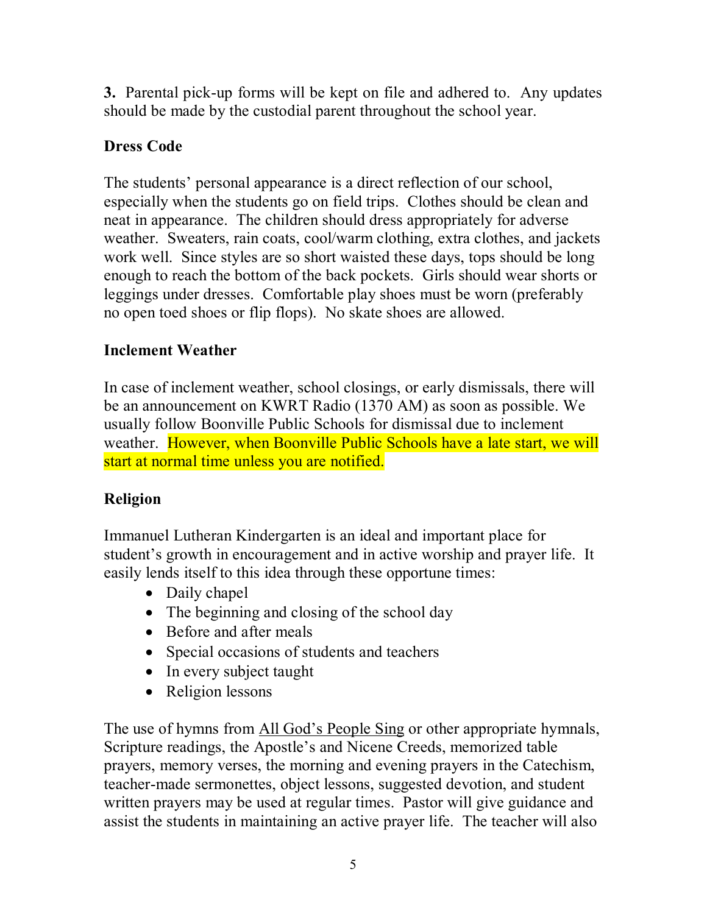**3.** Parental pick-up forms will be kept on file and adhered to. Any updates should be made by the custodial parent throughout the school year.

## Dress Code

The students' personal appearance is a direct reflection of our school, especially when the students go on field trips. Clothes should be clean and neat in appearance. The children should dress appropriately for adverse weather. Sweaters, rain coats, cool/warm clothing, extra clothes, and jackets work well. Since styles are so short waisted these days, tops should be long enough to reach the bottom of the back pockets. Girls should wear shorts or leggings under dresses. Comfortable play shoes must be worn (preferably no open toed shoes or flip flops). No skate shoes are allowed.

## Inclement Weather

In case of inclement weather, school closings, or early dismissals, there will be an announcement on KWRT Radio (1370 AM) as soon as possible. We usually follow Boonville Public Schools for dismissal due to inclement weather. However, when Boonville Public Schools have a late start, we will start at normal time unless you are notified.

## Religion

Immanuel Lutheran Kindergarten is an ideal and important place for student's growth in encouragement and in active worship and prayer life. It easily lends itself to this idea through these opportune times:

- Daily chapel
- The beginning and closing of the school day
- Before and after meals
- Special occasions of students and teachers
- In every subject taught
- Religion lessons

The use of hymns from All God's People Sing or other appropriate hymnals, Scripture readings, the Apostle's and Nicene Creeds, memorized table prayers, memory verses, the morning and evening prayers in the Catechism, teacher-made sermonettes, object lessons, suggested devotion, and student written prayers may be used at regular times. Pastor will give guidance and assist the students in maintaining an active prayer life. The teacher will also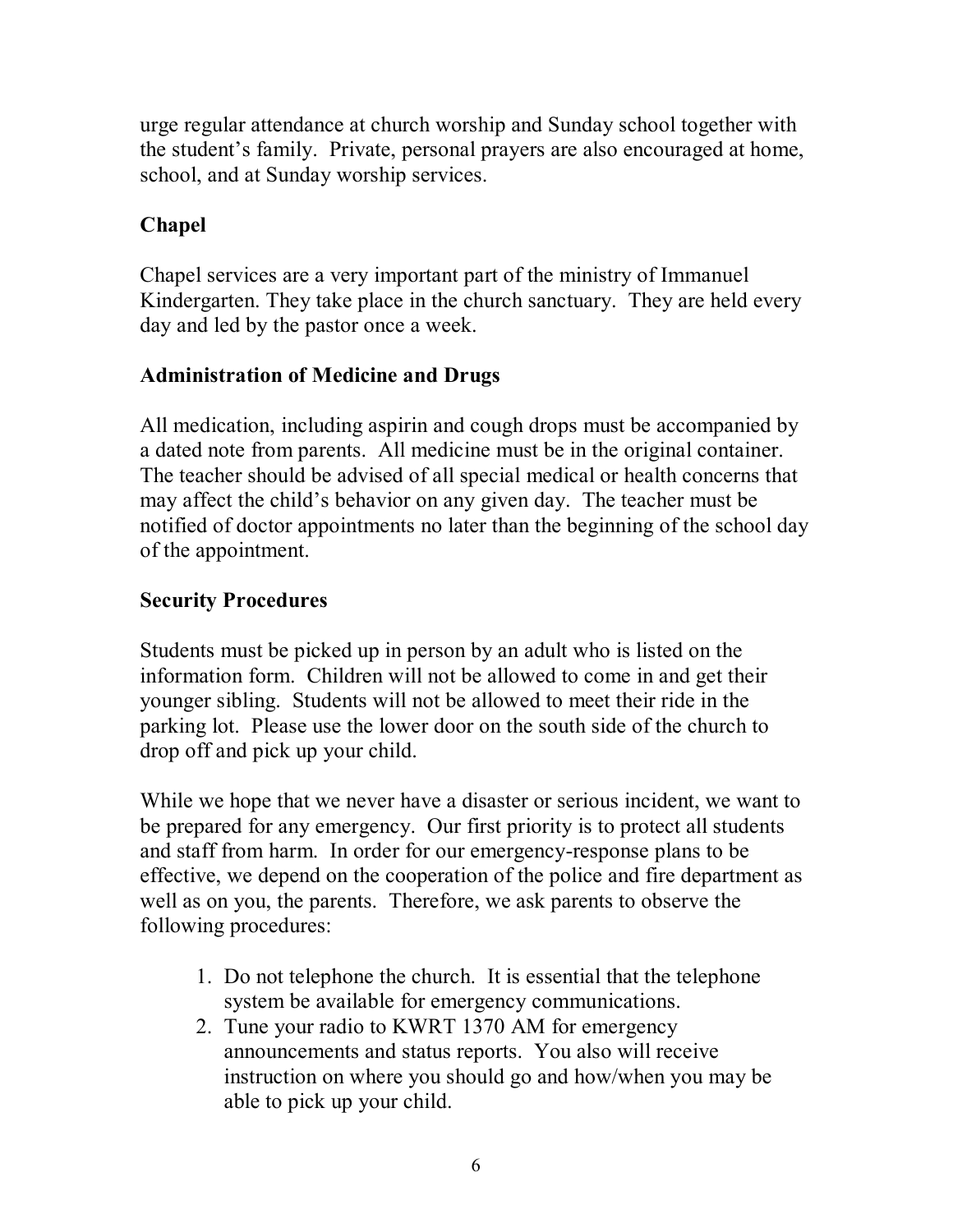urge regular attendance at church worship and Sunday school together with the student's family. Private, personal prayers are also encouraged at home, school, and at Sunday worship services.

### Chapel

Chapel services are a very important part of the ministry of Immanuel Kindergarten. They take place in the church sanctuary. They are held every day and led by the pastor once a week.

### Administration of Medicine and Drugs

All medication, including aspirin and cough drops must be accompanied by a dated note from parents. All medicine must be in the original container. The teacher should be advised of all special medical or health concerns that may affect the child's behavior on any given day. The teacher must be notified of doctor appointments no later than the beginning of the school day of the appointment.

### Security Procedures

Students must be picked up in person by an adult who is listed on the information form. Children will not be allowed to come in and get their younger sibling. Students will not be allowed to meet their ride in the parking lot. Please use the lower door on the south side of the church to drop off and pick up your child.

While we hope that we never have a disaster or serious incident, we want to be prepared for any emergency. Our first priority is to protect all students and staff from harm. In order for our emergency-response plans to be effective, we depend on the cooperation of the police and fire department as well as on you, the parents. Therefore, we ask parents to observe the following procedures:

1. Do not telephone the church. It is essential that the telephone system be available for emergency communications.
2. Tune your radio to KWRT 1370 AM for emergency announcements and status reports. You also will receive instruction on where you should go and how/when you may be able to pick up your child.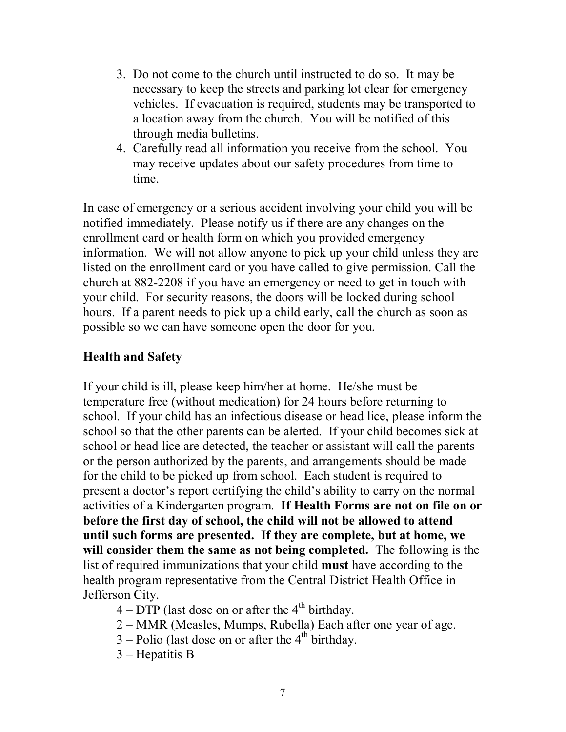3. Do not come to the church until instructed to do so. It may be necessary to keep the streets and parking lot clear for emergency vehicles. If evacuation is required, students may be transported to a location away from the church. You will be notified of this through media bulletins.
4. Carefully read all information you receive from the school. You may receive updates about our safety procedures from time to time.

In case of emergency or a serious accident involving your child you will be notified immediately. Please notify us if there are any changes on the enrollment card or health form on which you provided emergency information. We will not allow anyone to pick up your child unless they are listed on the enrollment card or you have called to give permission. Call the church at 882-2208 if you have an emergency or need to get in touch with your child. For security reasons, the doors will be locked during school hours. If a parent needs to pick up a child early, call the church as soon as possible so we can have someone open the door for you.

### Health and Safety

If your child is ill, please keep him/her at home. He/she must be temperature free (without medication) for 24 hours before returning to school. If your child has an infectious disease or head lice, please inform the school so that the other parents can be alerted. If your child becomes sick at school or head lice are detected, the teacher or assistant will call the parents or the person authorized by the parents, and arrangements should be made for the child to be picked up from school. Each student is required to present a doctor's report certifying the child's ability to carry on the normal activities of a Kindergarten program. **If Health Forms are not on file on or before the first day of school, the child will not be allowed to attend until such forms are presented. If they are complete, but at home, we will consider them the same as not being completed.** The following is the list of required immunizations that your child **must** have according to the health program representative from the Central District Health Office in Jefferson City.

4 – DTP (last dose on or after the 4th birthday.

2 – MMR (Measles, Mumps, Rubella) Each after one year of age.

3 – Polio (last dose on or after the 4th birthday.

3 – Hepatitis B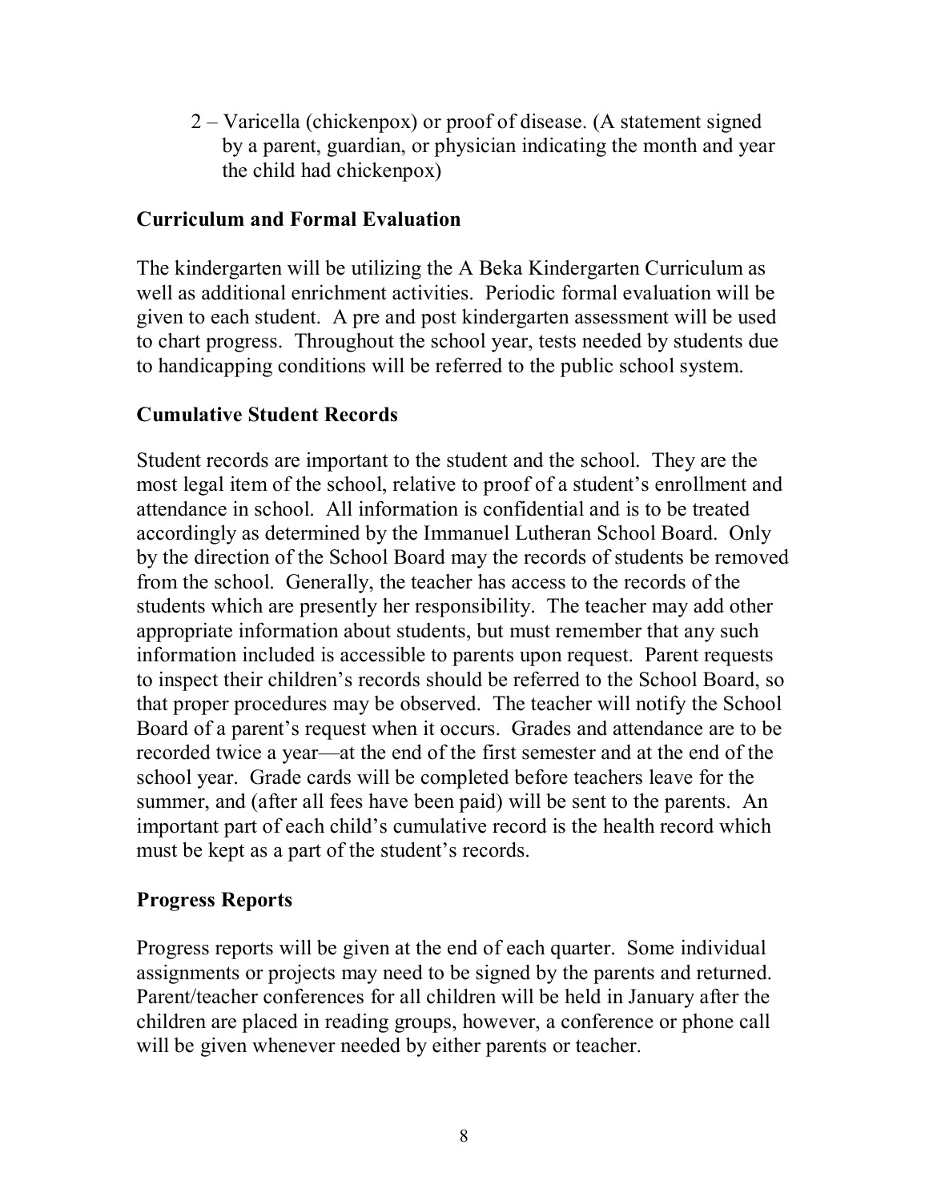2 – Varicella (chickenpox) or proof of disease. (A statement signed by a parent, guardian, or physician indicating the month and year the child had chickenpox)

## Curriculum and Formal Evaluation

The kindergarten will be utilizing the A Beka Kindergarten Curriculum as well as additional enrichment activities. Periodic formal evaluation will be given to each student. A pre and post kindergarten assessment will be used to chart progress. Throughout the school year, tests needed by students due to handicapping conditions will be referred to the public school system.

## Cumulative Student Records

Student records are important to the student and the school. They are the most legal item of the school, relative to proof of a student's enrollment and attendance in school. All information is confidential and is to be treated accordingly as determined by the Immanuel Lutheran School Board. Only by the direction of the School Board may the records of students be removed from the school. Generally, the teacher has access to the records of the students which are presently her responsibility. The teacher may add other appropriate information about students, but must remember that any such information included is accessible to parents upon request. Parent requests to inspect their children's records should be referred to the School Board, so that proper procedures may be observed. The teacher will notify the School Board of a parent's request when it occurs. Grades and attendance are to be recorded twice a year—at the end of the first semester and at the end of the school year. Grade cards will be completed before teachers leave for the summer, and (after all fees have been paid) will be sent to the parents. An important part of each child's cumulative record is the health record which must be kept as a part of the student's records.

## Progress Reports

Progress reports will be given at the end of each quarter. Some individual assignments or projects may need to be signed by the parents and returned. Parent/teacher conferences for all children will be held in January after the children are placed in reading groups, however, a conference or phone call will be given whenever needed by either parents or teacher.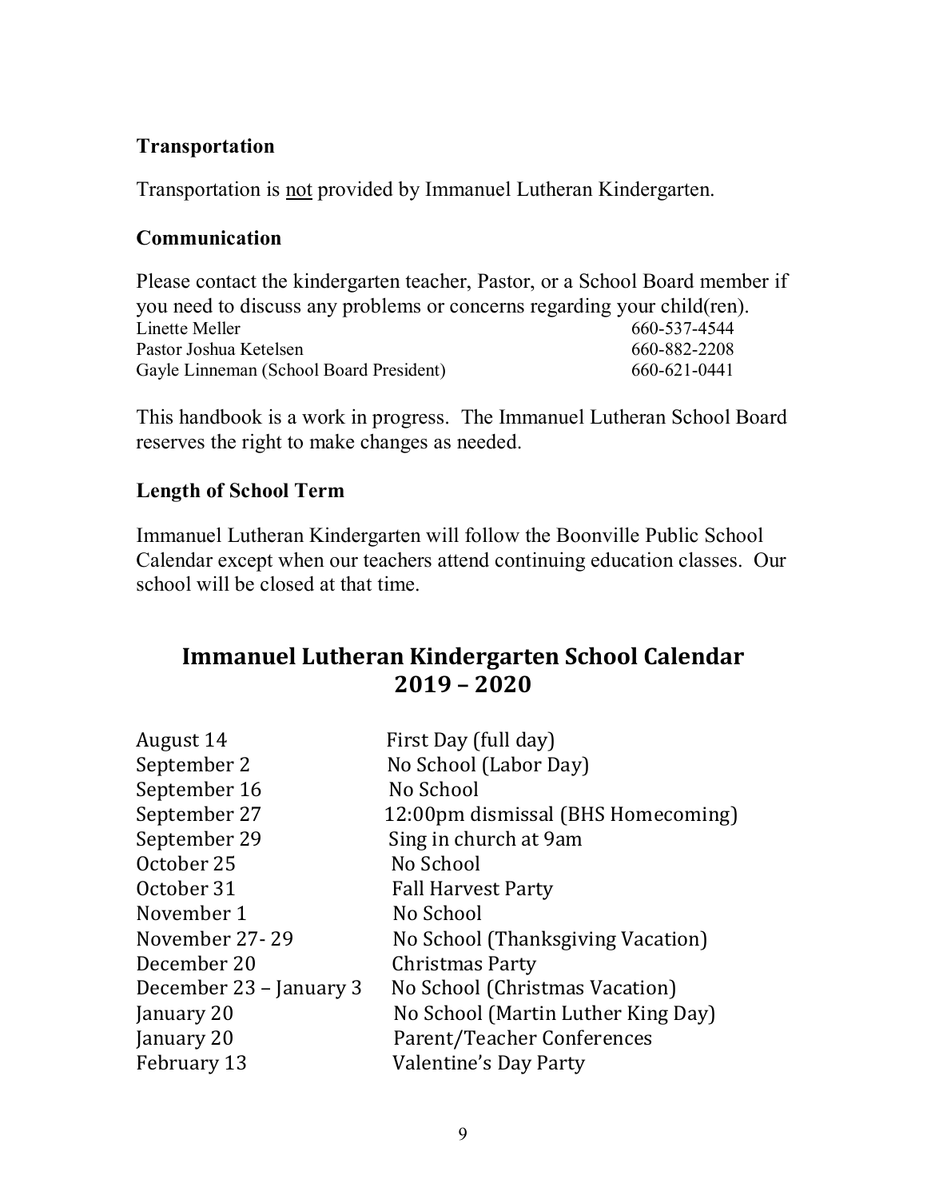### Transportation

Transportation is <u>not</u> provided by Immanuel Lutheran Kindergarten.

### Communication

Please contact the kindergarten teacher, Pastor, or a School Board member if you need to discuss any problems or concerns regarding your child(ren).

| | |
|---|---|
| Linette Meller | 660-537-4544 |
| Pastor Joshua Ketelsen | 660-882-2208 |
| Gayle Linneman (School Board President) | 660-621-0441 |

This handbook is a work in progress. The Immanuel Lutheran School Board reserves the right to make changes as needed.

### Length of School Term

Immanuel Lutheran Kindergarten will follow the Boonville Public School Calendar except when our teachers attend continuing education classes. Our school will be closed at that time.

## Immanuel Lutheran Kindergarten School Calendar 2019 – 2020

| | |
|---|---|
| August 14 | First Day (full day) |
| September 2 | No School (Labor Day) |
| September 16 | No School |
| September 27 | 12:00pm dismissal (BHS Homecoming) |
| September 29 | Sing in church at 9am |
| October 25 | No School |
| October 31 | Fall Harvest Party |
| November 1 | No School |
| November 27- 29 | No School (Thanksgiving Vacation) |
| December 20 | Christmas Party |
| December 23 – January 3 | No School (Christmas Vacation) |
| January 20 | No School (Martin Luther King Day) |
| January 20 | Parent/Teacher Conferences |
| February 13 | Valentine's Day Party |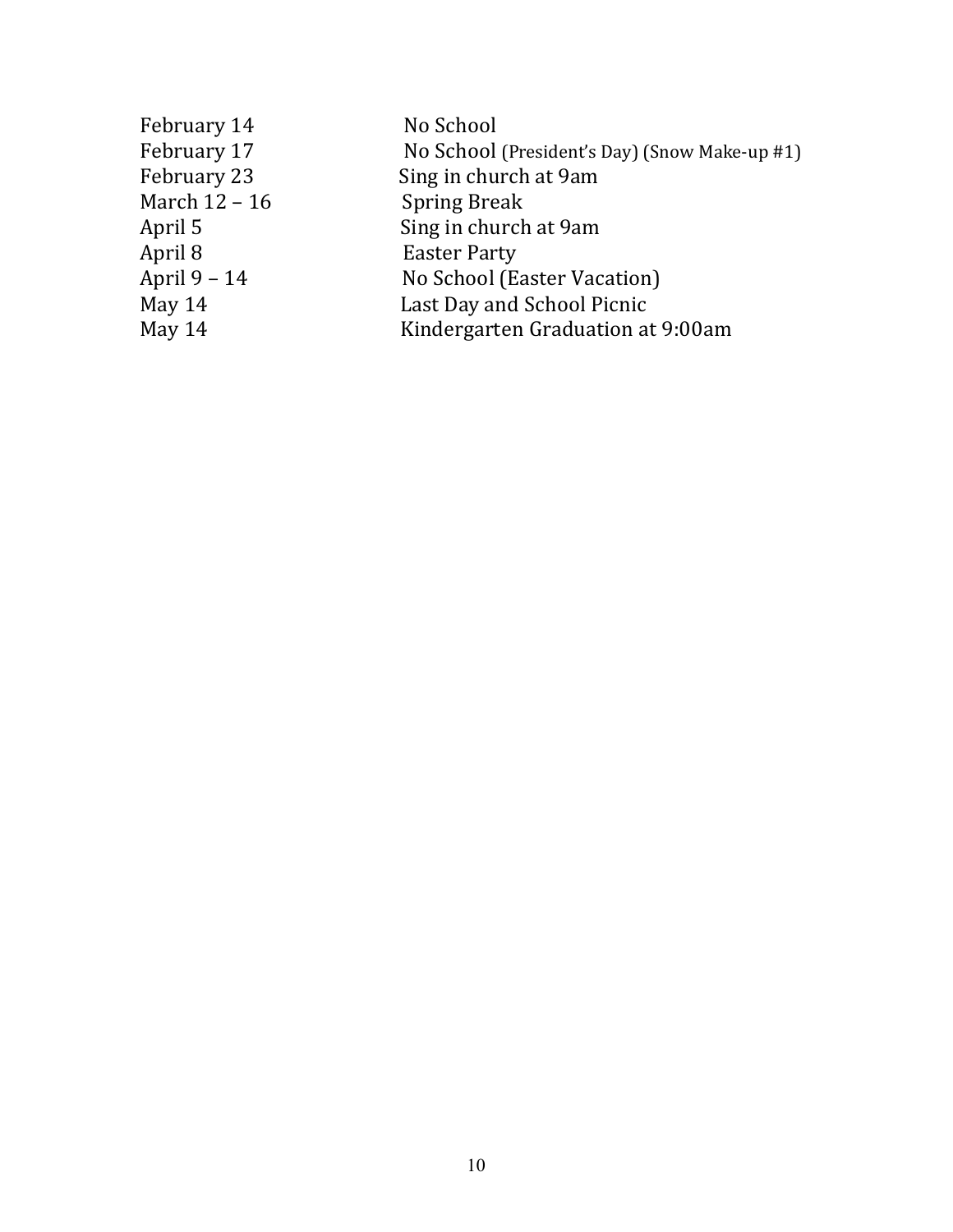| | |
|---|---|
| February 14 | No School |
| February 17 | No School (President's Day) (Snow Make-up #1) |
| February 23 | Sing in church at 9am |
| March 12 – 16 | Spring Break |
| April 5 | Sing in church at 9am |
| April 8 | Easter Party |
| April 9 – 14 | No School (Easter Vacation) |
| May 14 | Last Day and School Picnic |
| May 14 | Kindergarten Graduation at 9:00am |